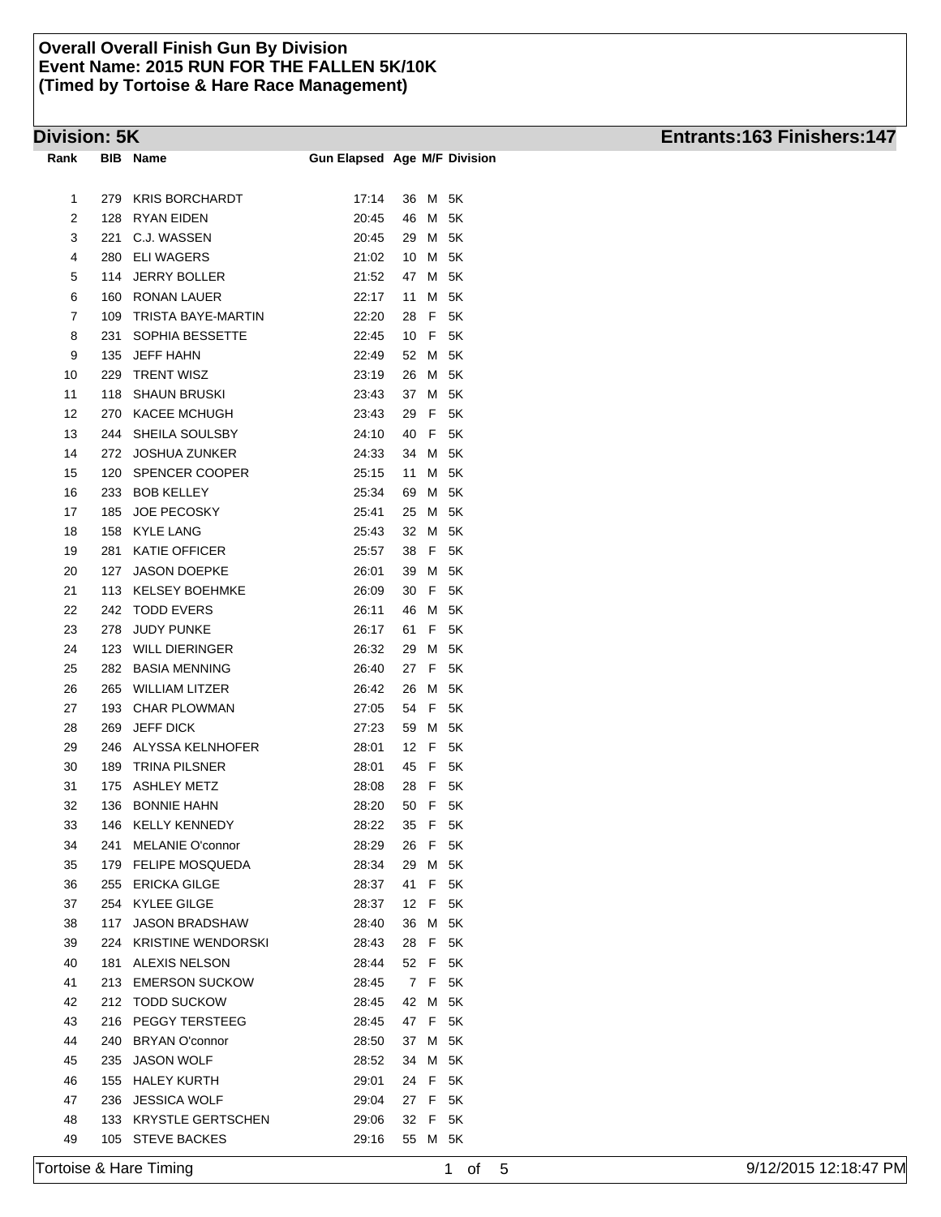**Overall Overall Finish Gun By Division**
**Event Name: 2015 RUN FOR THE FALLEN 5K/10K**
**(Timed by Tortoise & Hare Race Management)**

## Division: 5K

**Entrants:163 Finishers:147**

| Rank | BIB | Name | Gun Elapsed | Age | M/F | Division |
|---|---|---|---|---|---|---|
| 1 | 279 | KRIS BORCHARDT | 17:14 | 36 | M | 5K |
| 2 | 128 | RYAN EIDEN | 20:45 | 46 | M | 5K |
| 3 | 221 | C.J. WASSEN | 20:45 | 29 | M | 5K |
| 4 | 280 | ELI WAGERS | 21:02 | 10 | M | 5K |
| 5 | 114 | JERRY BOLLER | 21:52 | 47 | M | 5K |
| 6 | 160 | RONAN LAUER | 22:17 | 11 | M | 5K |
| 7 | 109 | TRISTA BAYE-MARTIN | 22:20 | 28 | F | 5K |
| 8 | 231 | SOPHIA BESSETTE | 22:45 | 10 | F | 5K |
| 9 | 135 | JEFF HAHN | 22:49 | 52 | M | 5K |
| 10 | 229 | TRENT WISZ | 23:19 | 26 | M | 5K |
| 11 | 118 | SHAUN BRUSKI | 23:43 | 37 | M | 5K |
| 12 | 270 | KACEE MCHUGH | 23:43 | 29 | F | 5K |
| 13 | 244 | SHEILA SOULSBY | 24:10 | 40 | F | 5K |
| 14 | 272 | JOSHUA ZUNKER | 24:33 | 34 | M | 5K |
| 15 | 120 | SPENCER COOPER | 25:15 | 11 | M | 5K |
| 16 | 233 | BOB KELLEY | 25:34 | 69 | M | 5K |
| 17 | 185 | JOE PECOSKY | 25:41 | 25 | M | 5K |
| 18 | 158 | KYLE LANG | 25:43 | 32 | M | 5K |
| 19 | 281 | KATIE OFFICER | 25:57 | 38 | F | 5K |
| 20 | 127 | JASON DOEPKE | 26:01 | 39 | M | 5K |
| 21 | 113 | KELSEY BOEHMKE | 26:09 | 30 | F | 5K |
| 22 | 242 | TODD EVERS | 26:11 | 46 | M | 5K |
| 23 | 278 | JUDY PUNKE | 26:17 | 61 | F | 5K |
| 24 | 123 | WILL DIERINGER | 26:32 | 29 | M | 5K |
| 25 | 282 | BASIA MENNING | 26:40 | 27 | F | 5K |
| 26 | 265 | WILLIAM LITZER | 26:42 | 26 | M | 5K |
| 27 | 193 | CHAR PLOWMAN | 27:05 | 54 | F | 5K |
| 28 | 269 | JEFF DICK | 27:23 | 59 | M | 5K |
| 29 | 246 | ALYSSA KELNHOFER | 28:01 | 12 | F | 5K |
| 30 | 189 | TRINA PILSNER | 28:01 | 45 | F | 5K |
| 31 | 175 | ASHLEY METZ | 28:08 | 28 | F | 5K |
| 32 | 136 | BONNIE HAHN | 28:20 | 50 | F | 5K |
| 33 | 146 | KELLY KENNEDY | 28:22 | 35 | F | 5K |
| 34 | 241 | MELANIE O'connor | 28:29 | 26 | F | 5K |
| 35 | 179 | FELIPE MOSQUEDA | 28:34 | 29 | M | 5K |
| 36 | 255 | ERICKA GILGE | 28:37 | 41 | F | 5K |
| 37 | 254 | KYLEE GILGE | 28:37 | 12 | F | 5K |
| 38 | 117 | JASON BRADSHAW | 28:40 | 36 | M | 5K |
| 39 | 224 | KRISTINE WENDORSKI | 28:43 | 28 | F | 5K |
| 40 | 181 | ALEXIS NELSON | 28:44 | 52 | F | 5K |
| 41 | 213 | EMERSON SUCKOW | 28:45 | 7 | F | 5K |
| 42 | 212 | TODD SUCKOW | 28:45 | 42 | M | 5K |
| 43 | 216 | PEGGY TERSTEEG | 28:45 | 47 | F | 5K |
| 44 | 240 | BRYAN O'connor | 28:50 | 37 | M | 5K |
| 45 | 235 | JASON WOLF | 28:52 | 34 | M | 5K |
| 46 | 155 | HALEY KURTH | 29:01 | 24 | F | 5K |
| 47 | 236 | JESSICA WOLF | 29:04 | 27 | F | 5K |
| 48 | 133 | KRYSTLE GERTSCHEN | 29:06 | 32 | F | 5K |
| 49 | 105 | STEVE BACKES | 29:16 | 55 | M | 5K |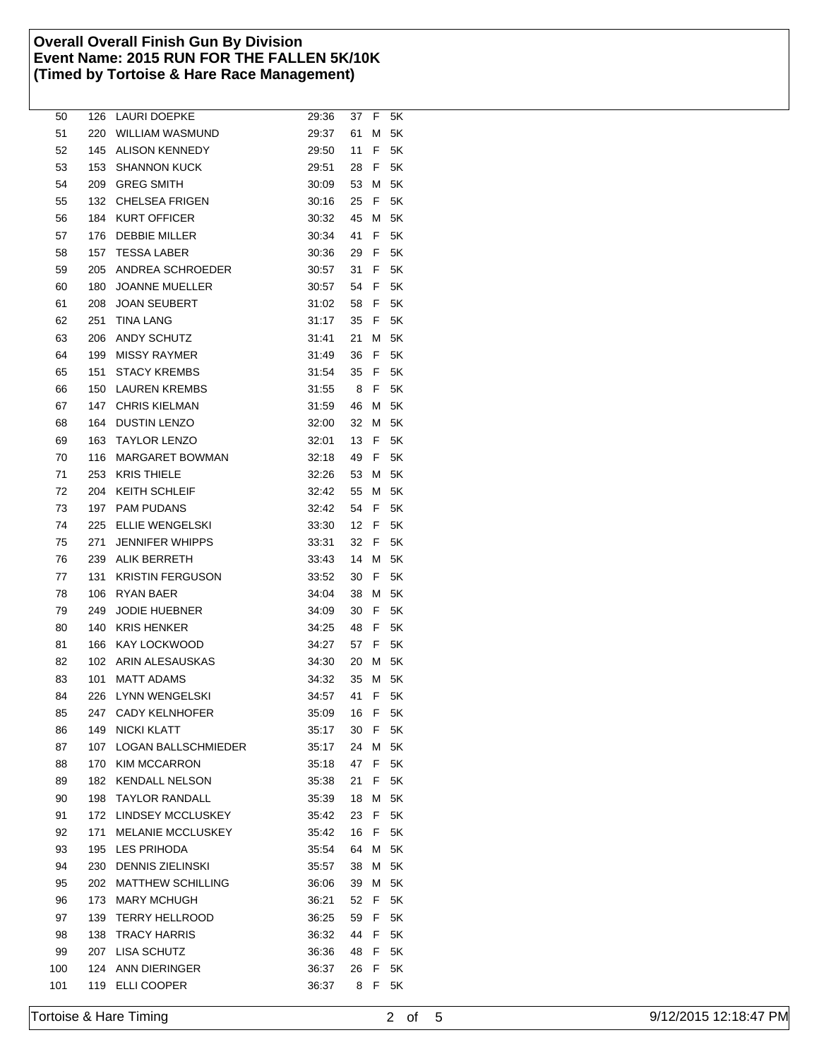**Overall Overall Finish Gun By Division**
**Event Name: 2015 RUN FOR THE FALLEN 5K/10K**
**(Timed by Tortoise & Hare Race Management)**

| | | | | | | |
|---|---|---|---|---|---|---|
| 50 | 126 | LAURI DOEPKE | 29:36 | 37 | F | 5K |
| 51 | 220 | WILLIAM WASMUND | 29:37 | 61 | M | 5K |
| 52 | 145 | ALISON KENNEDY | 29:50 | 11 | F | 5K |
| 53 | 153 | SHANNON KUCK | 29:51 | 28 | F | 5K |
| 54 | 209 | GREG SMITH | 30:09 | 53 | M | 5K |
| 55 | 132 | CHELSEA FRIGEN | 30:16 | 25 | F | 5K |
| 56 | 184 | KURT OFFICER | 30:32 | 45 | M | 5K |
| 57 | 176 | DEBBIE MILLER | 30:34 | 41 | F | 5K |
| 58 | 157 | TESSA LABER | 30:36 | 29 | F | 5K |
| 59 | 205 | ANDREA SCHROEDER | 30:57 | 31 | F | 5K |
| 60 | 180 | JOANNE MUELLER | 30:57 | 54 | F | 5K |
| 61 | 208 | JOAN SEUBERT | 31:02 | 58 | F | 5K |
| 62 | 251 | TINA LANG | 31:17 | 35 | F | 5K |
| 63 | 206 | ANDY SCHUTZ | 31:41 | 21 | M | 5K |
| 64 | 199 | MISSY RAYMER | 31:49 | 36 | F | 5K |
| 65 | 151 | STACY KREMBS | 31:54 | 35 | F | 5K |
| 66 | 150 | LAUREN KREMBS | 31:55 | 8 | F | 5K |
| 67 | 147 | CHRIS KIELMAN | 31:59 | 46 | M | 5K |
| 68 | 164 | DUSTIN LENZO | 32:00 | 32 | M | 5K |
| 69 | 163 | TAYLOR LENZO | 32:01 | 13 | F | 5K |
| 70 | 116 | MARGARET BOWMAN | 32:18 | 49 | F | 5K |
| 71 | 253 | KRIS THIELE | 32:26 | 53 | M | 5K |
| 72 | 204 | KEITH SCHLEIF | 32:42 | 55 | M | 5K |
| 73 | 197 | PAM PUDANS | 32:42 | 54 | F | 5K |
| 74 | 225 | ELLIE WENGELSKI | 33:30 | 12 | F | 5K |
| 75 | 271 | JENNIFER WHIPPS | 33:31 | 32 | F | 5K |
| 76 | 239 | ALIK BERRETH | 33:43 | 14 | M | 5K |
| 77 | 131 | KRISTIN FERGUSON | 33:52 | 30 | F | 5K |
| 78 | 106 | RYAN BAER | 34:04 | 38 | M | 5K |
| 79 | 249 | JODIE HUEBNER | 34:09 | 30 | F | 5K |
| 80 | 140 | KRIS HENKER | 34:25 | 48 | F | 5K |
| 81 | 166 | KAY LOCKWOOD | 34:27 | 57 | F | 5K |
| 82 | 102 | ARIN ALESAUSKAS | 34:30 | 20 | M | 5K |
| 83 | 101 | MATT ADAMS | 34:32 | 35 | M | 5K |
| 84 | 226 | LYNN WENGELSKI | 34:57 | 41 | F | 5K |
| 85 | 247 | CADY KELNHOFER | 35:09 | 16 | F | 5K |
| 86 | 149 | NICKI KLATT | 35:17 | 30 | F | 5K |
| 87 | 107 | LOGAN BALLSCHMIEDER | 35:17 | 24 | M | 5K |
| 88 | 170 | KIM MCCARRON | 35:18 | 47 | F | 5K |
| 89 | 182 | KENDALL NELSON | 35:38 | 21 | F | 5K |
| 90 | 198 | TAYLOR RANDALL | 35:39 | 18 | M | 5K |
| 91 | 172 | LINDSEY MCCLUSKEY | 35:42 | 23 | F | 5K |
| 92 | 171 | MELANIE MCCLUSKEY | 35:42 | 16 | F | 5K |
| 93 | 195 | LES PRIHODA | 35:54 | 64 | M | 5K |
| 94 | 230 | DENNIS ZIELINSKI | 35:57 | 38 | M | 5K |
| 95 | 202 | MATTHEW SCHILLING | 36:06 | 39 | M | 5K |
| 96 | 173 | MARY MCHUGH | 36:21 | 52 | F | 5K |
| 97 | 139 | TERRY HELLROOD | 36:25 | 59 | F | 5K |
| 98 | 138 | TRACY HARRIS | 36:32 | 44 | F | 5K |
| 99 | 207 | LISA SCHUTZ | 36:36 | 48 | F | 5K |
| 100 | 124 | ANN DIERINGER | 36:37 | 26 | F | 5K |
| 101 | 119 | ELLI COOPER | 36:37 | 8 | F | 5K |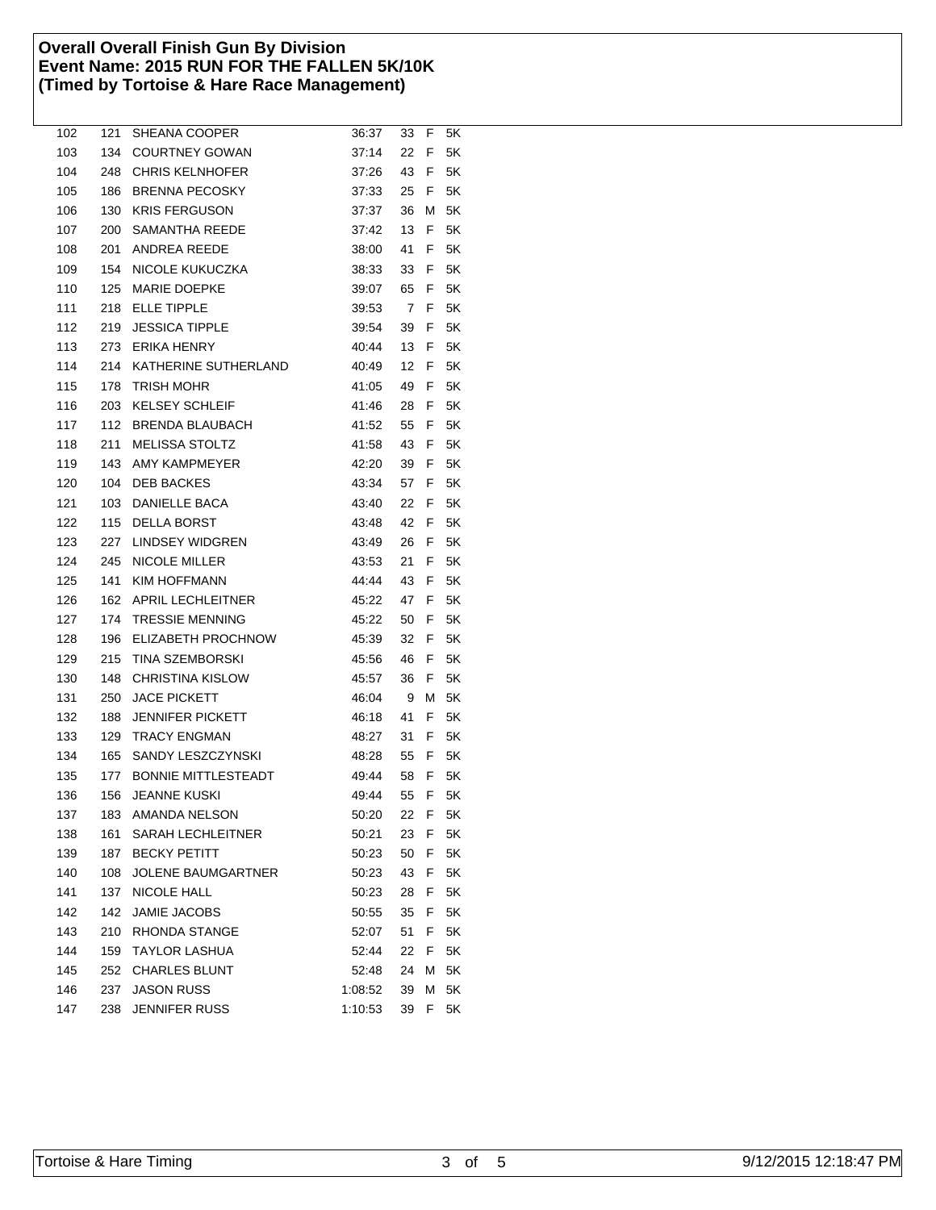**Overall Overall Finish Gun By Division**
**Event Name: 2015 RUN FOR THE FALLEN 5K/10K**
**(Timed by Tortoise & Hare Race Management)**

| | | | | | | |
|---|---|---|---|---|---|---|
| 102 | 121 | SHEANA COOPER | 36:37 | 33 | F | 5K |
| 103 | 134 | COURTNEY GOWAN | 37:14 | 22 | F | 5K |
| 104 | 248 | CHRIS KELNHOFER | 37:26 | 43 | F | 5K |
| 105 | 186 | BRENNA PECOSKY | 37:33 | 25 | F | 5K |
| 106 | 130 | KRIS FERGUSON | 37:37 | 36 | M | 5K |
| 107 | 200 | SAMANTHA REEDE | 37:42 | 13 | F | 5K |
| 108 | 201 | ANDREA REEDE | 38:00 | 41 | F | 5K |
| 109 | 154 | NICOLE KUKUCZKA | 38:33 | 33 | F | 5K |
| 110 | 125 | MARIE DOEPKE | 39:07 | 65 | F | 5K |
| 111 | 218 | ELLE TIPPLE | 39:53 | 7 | F | 5K |
| 112 | 219 | JESSICA TIPPLE | 39:54 | 39 | F | 5K |
| 113 | 273 | ERIKA HENRY | 40:44 | 13 | F | 5K |
| 114 | 214 | KATHERINE SUTHERLAND | 40:49 | 12 | F | 5K |
| 115 | 178 | TRISH MOHR | 41:05 | 49 | F | 5K |
| 116 | 203 | KELSEY SCHLEIF | 41:46 | 28 | F | 5K |
| 117 | 112 | BRENDA BLAUBACH | 41:52 | 55 | F | 5K |
| 118 | 211 | MELISSA STOLTZ | 41:58 | 43 | F | 5K |
| 119 | 143 | AMY KAMPMEYER | 42:20 | 39 | F | 5K |
| 120 | 104 | DEB BACKES | 43:34 | 57 | F | 5K |
| 121 | 103 | DANIELLE BACA | 43:40 | 22 | F | 5K |
| 122 | 115 | DELLA BORST | 43:48 | 42 | F | 5K |
| 123 | 227 | LINDSEY WIDGREN | 43:49 | 26 | F | 5K |
| 124 | 245 | NICOLE MILLER | 43:53 | 21 | F | 5K |
| 125 | 141 | KIM HOFFMANN | 44:44 | 43 | F | 5K |
| 126 | 162 | APRIL LECHLEITNER | 45:22 | 47 | F | 5K |
| 127 | 174 | TRESSIE MENNING | 45:22 | 50 | F | 5K |
| 128 | 196 | ELIZABETH PROCHNOW | 45:39 | 32 | F | 5K |
| 129 | 215 | TINA SZEMBORSKI | 45:56 | 46 | F | 5K |
| 130 | 148 | CHRISTINA KISLOW | 45:57 | 36 | F | 5K |
| 131 | 250 | JACE PICKETT | 46:04 | 9 | M | 5K |
| 132 | 188 | JENNIFER PICKETT | 46:18 | 41 | F | 5K |
| 133 | 129 | TRACY ENGMAN | 48:27 | 31 | F | 5K |
| 134 | 165 | SANDY LESZCZYNSKI | 48:28 | 55 | F | 5K |
| 135 | 177 | BONNIE MITTLESTEADT | 49:44 | 58 | F | 5K |
| 136 | 156 | JEANNE KUSKI | 49:44 | 55 | F | 5K |
| 137 | 183 | AMANDA NELSON | 50:20 | 22 | F | 5K |
| 138 | 161 | SARAH LECHLEITNER | 50:21 | 23 | F | 5K |
| 139 | 187 | BECKY PETITT | 50:23 | 50 | F | 5K |
| 140 | 108 | JOLENE BAUMGARTNER | 50:23 | 43 | F | 5K |
| 141 | 137 | NICOLE HALL | 50:23 | 28 | F | 5K |
| 142 | 142 | JAMIE JACOBS | 50:55 | 35 | F | 5K |
| 143 | 210 | RHONDA STANGE | 52:07 | 51 | F | 5K |
| 144 | 159 | TAYLOR LASHUA | 52:44 | 22 | F | 5K |
| 145 | 252 | CHARLES BLUNT | 52:48 | 24 | M | 5K |
| 146 | 237 | JASON RUSS | 1:08:52 | 39 | M | 5K |
| 147 | 238 | JENNIFER RUSS | 1:10:53 | 39 | F | 5K |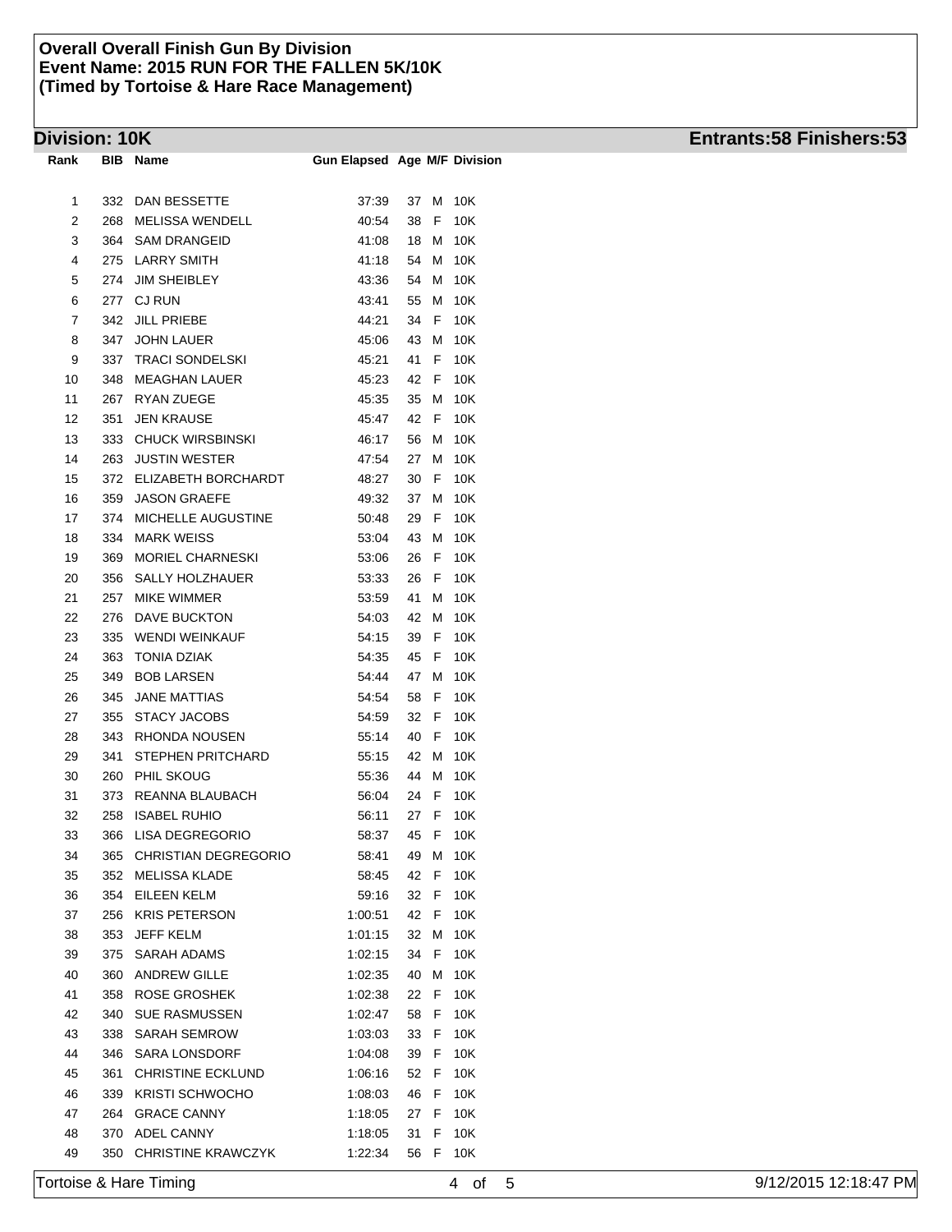**Overall Overall Finish Gun By Division**
**Event Name: 2015 RUN FOR THE FALLEN 5K/10K**
**(Timed by Tortoise & Hare Race Management)**

## Division: 10K

**Entrants:58 Finishers:53**

| Rank | BIB | Name | Gun Elapsed | Age | M/F | Division |
|---|---|---|---|---|---|---|
| 1 | 332 | DAN BESSETTE | 37:39 | 37 | M | 10K |
| 2 | 268 | MELISSA WENDELL | 40:54 | 38 | F | 10K |
| 3 | 364 | SAM DRANGEID | 41:08 | 18 | M | 10K |
| 4 | 275 | LARRY SMITH | 41:18 | 54 | M | 10K |
| 5 | 274 | JIM SHEIBLEY | 43:36 | 54 | M | 10K |
| 6 | 277 | CJ RUN | 43:41 | 55 | M | 10K |
| 7 | 342 | JILL PRIEBE | 44:21 | 34 | F | 10K |
| 8 | 347 | JOHN LAUER | 45:06 | 43 | M | 10K |
| 9 | 337 | TRACI SONDELSKI | 45:21 | 41 | F | 10K |
| 10 | 348 | MEAGHAN LAUER | 45:23 | 42 | F | 10K |
| 11 | 267 | RYAN ZUEGE | 45:35 | 35 | M | 10K |
| 12 | 351 | JEN KRAUSE | 45:47 | 42 | F | 10K |
| 13 | 333 | CHUCK WIRSBINSKI | 46:17 | 56 | M | 10K |
| 14 | 263 | JUSTIN WESTER | 47:54 | 27 | M | 10K |
| 15 | 372 | ELIZABETH BORCHARDT | 48:27 | 30 | F | 10K |
| 16 | 359 | JASON GRAEFE | 49:32 | 37 | M | 10K |
| 17 | 374 | MICHELLE AUGUSTINE | 50:48 | 29 | F | 10K |
| 18 | 334 | MARK WEISS | 53:04 | 43 | M | 10K |
| 19 | 369 | MORIEL CHARNESKI | 53:06 | 26 | F | 10K |
| 20 | 356 | SALLY HOLZHAUER | 53:33 | 26 | F | 10K |
| 21 | 257 | MIKE WIMMER | 53:59 | 41 | M | 10K |
| 22 | 276 | DAVE BUCKTON | 54:03 | 42 | M | 10K |
| 23 | 335 | WENDI WEINKAUF | 54:15 | 39 | F | 10K |
| 24 | 363 | TONIA DZIAK | 54:35 | 45 | F | 10K |
| 25 | 349 | BOB LARSEN | 54:44 | 47 | M | 10K |
| 26 | 345 | JANE MATTIAS | 54:54 | 58 | F | 10K |
| 27 | 355 | STACY JACOBS | 54:59 | 32 | F | 10K |
| 28 | 343 | RHONDA NOUSEN | 55:14 | 40 | F | 10K |
| 29 | 341 | STEPHEN PRITCHARD | 55:15 | 42 | M | 10K |
| 30 | 260 | PHIL SKOUG | 55:36 | 44 | M | 10K |
| 31 | 373 | REANNA BLAUBACH | 56:04 | 24 | F | 10K |
| 32 | 258 | ISABEL RUHIO | 56:11 | 27 | F | 10K |
| 33 | 366 | LISA DEGREGORIO | 58:37 | 45 | F | 10K |
| 34 | 365 | CHRISTIAN DEGREGORIO | 58:41 | 49 | M | 10K |
| 35 | 352 | MELISSA KLADE | 58:45 | 42 | F | 10K |
| 36 | 354 | EILEEN KELM | 59:16 | 32 | F | 10K |
| 37 | 256 | KRIS PETERSON | 1:00:51 | 42 | F | 10K |
| 38 | 353 | JEFF KELM | 1:01:15 | 32 | M | 10K |
| 39 | 375 | SARAH ADAMS | 1:02:15 | 34 | F | 10K |
| 40 | 360 | ANDREW GILLE | 1:02:35 | 40 | M | 10K |
| 41 | 358 | ROSE GROSHEK | 1:02:38 | 22 | F | 10K |
| 42 | 340 | SUE RASMUSSEN | 1:02:47 | 58 | F | 10K |
| 43 | 338 | SARAH SEMROW | 1:03:03 | 33 | F | 10K |
| 44 | 346 | SARA LONSDORF | 1:04:08 | 39 | F | 10K |
| 45 | 361 | CHRISTINE ECKLUND | 1:06:16 | 52 | F | 10K |
| 46 | 339 | KRISTI SCHWOCHO | 1:08:03 | 46 | F | 10K |
| 47 | 264 | GRACE CANNY | 1:18:05 | 27 | F | 10K |
| 48 | 370 | ADEL CANNY | 1:18:05 | 31 | F | 10K |
| 49 | 350 | CHRISTINE KRAWCZYK | 1:22:34 | 56 | F | 10K |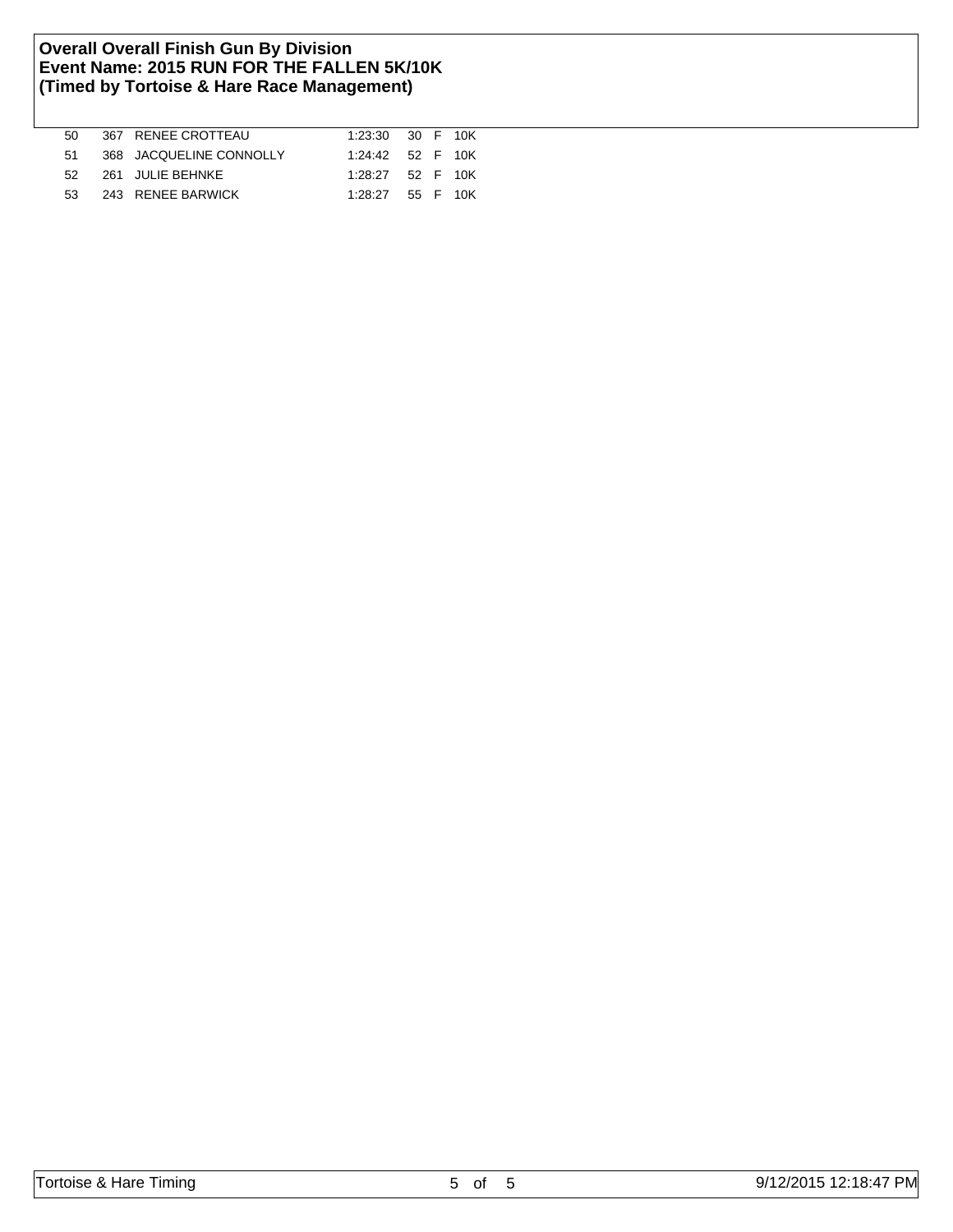**Overall Overall Finish Gun By Division**
**Event Name: 2015 RUN FOR THE FALLEN 5K/10K**
**(Timed by Tortoise & Hare Race Management)**

| | | | | | | |
|---|---|---|---|---|---|---|
| 50 | 367 | RENEE CROTTEAU | 1:23:30 | 30 | F | 10K |
| 51 | 368 | JACQUELINE CONNOLLY | 1:24:42 | 52 | F | 10K |
| 52 | 261 | JULIE BEHNKE | 1:28:27 | 52 | F | 10K |
| 53 | 243 | RENEE BARWICK | 1:28:27 | 55 | F | 10K |

Tortoise & Hare Timing 9/12/2015 12:18:47 PM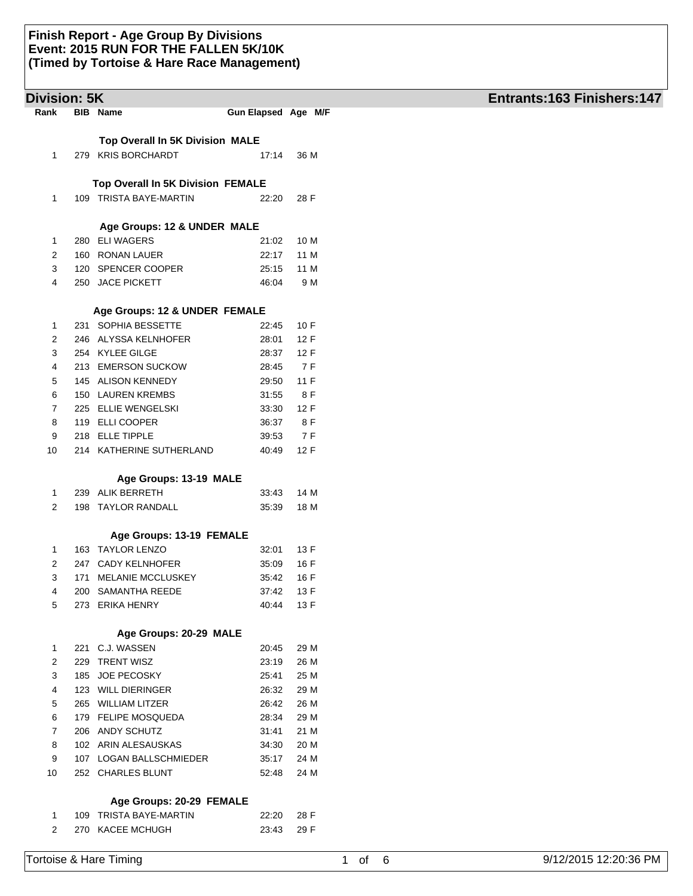# Finish Report - Age Group By Divisions
# Event: 2015 RUN FOR THE FALLEN 5K/10K
# (Timed by Tortoise & Hare Race Management)

## Division: 5K

**Entrants:163 Finishers:147**

| Rank | BIB | Name | Gun Elapsed | Age | M/F |
|---|---|---|---|---|---|
| | | **Top Overall In 5K Division MALE** | | | |
| 1 | 279 | KRIS BORCHARDT | 17:14 | 36 | M |
| | | **Top Overall In 5K Division FEMALE** | | | |
| 1 | 109 | TRISTA BAYE-MARTIN | 22:20 | 28 | F |
| | | **Age Groups: 12 & UNDER MALE** | | | |
| 1 | 280 | ELI WAGERS | 21:02 | 10 | M |
| 2 | 160 | RONAN LAUER | 22:17 | 11 | M |
| 3 | 120 | SPENCER COOPER | 25:15 | 11 | M |
| 4 | 250 | JACE PICKETT | 46:04 | 9 | M |
| | | **Age Groups: 12 & UNDER FEMALE** | | | |
| 1 | 231 | SOPHIA BESSETTE | 22:45 | 10 | F |
| 2 | 246 | ALYSSA KELNHOFER | 28:01 | 12 | F |
| 3 | 254 | KYLEE GILGE | 28:37 | 12 | F |
| 4 | 213 | EMERSON SUCKOW | 28:45 | 7 | F |
| 5 | 145 | ALISON KENNEDY | 29:50 | 11 | F |
| 6 | 150 | LAUREN KREMBS | 31:55 | 8 | F |
| 7 | 225 | ELLIE WENGELSKI | 33:30 | 12 | F |
| 8 | 119 | ELLI COOPER | 36:37 | 8 | F |
| 9 | 218 | ELLE TIPPLE | 39:53 | 7 | F |
| 10 | 214 | KATHERINE SUTHERLAND | 40:49 | 12 | F |
| | | **Age Groups: 13-19 MALE** | | | |
| 1 | 239 | ALIK BERRETH | 33:43 | 14 | M |
| 2 | 198 | TAYLOR RANDALL | 35:39 | 18 | M |
| | | **Age Groups: 13-19 FEMALE** | | | |
| 1 | 163 | TAYLOR LENZO | 32:01 | 13 | F |
| 2 | 247 | CADY KELNHOFER | 35:09 | 16 | F |
| 3 | 171 | MELANIE MCCLUSKEY | 35:42 | 16 | F |
| 4 | 200 | SAMANTHA REEDE | 37:42 | 13 | F |
| 5 | 273 | ERIKA HENRY | 40:44 | 13 | F |
| | | **Age Groups: 20-29 MALE** | | | |
| 1 | 221 | C.J. WASSEN | 20:45 | 29 | M |
| 2 | 229 | TRENT WISZ | 23:19 | 26 | M |
| 3 | 185 | JOE PECOSKY | 25:41 | 25 | M |
| 4 | 123 | WILL DIERINGER | 26:32 | 29 | M |
| 5 | 265 | WILLIAM LITZER | 26:42 | 26 | M |
| 6 | 179 | FELIPE MOSQUEDA | 28:34 | 29 | M |
| 7 | 206 | ANDY SCHUTZ | 31:41 | 21 | M |
| 8 | 102 | ARIN ALESAUSKAS | 34:30 | 20 | M |
| 9 | 107 | LOGAN BALLSCHMIEDER | 35:17 | 24 | M |
| 10 | 252 | CHARLES BLUNT | 52:48 | 24 | M |
| | | **Age Groups: 20-29 FEMALE** | | | |
| 1 | 109 | TRISTA BAYE-MARTIN | 22:20 | 28 | F |
| 2 | 270 | KACEE MCHUGH | 23:43 | 29 | F |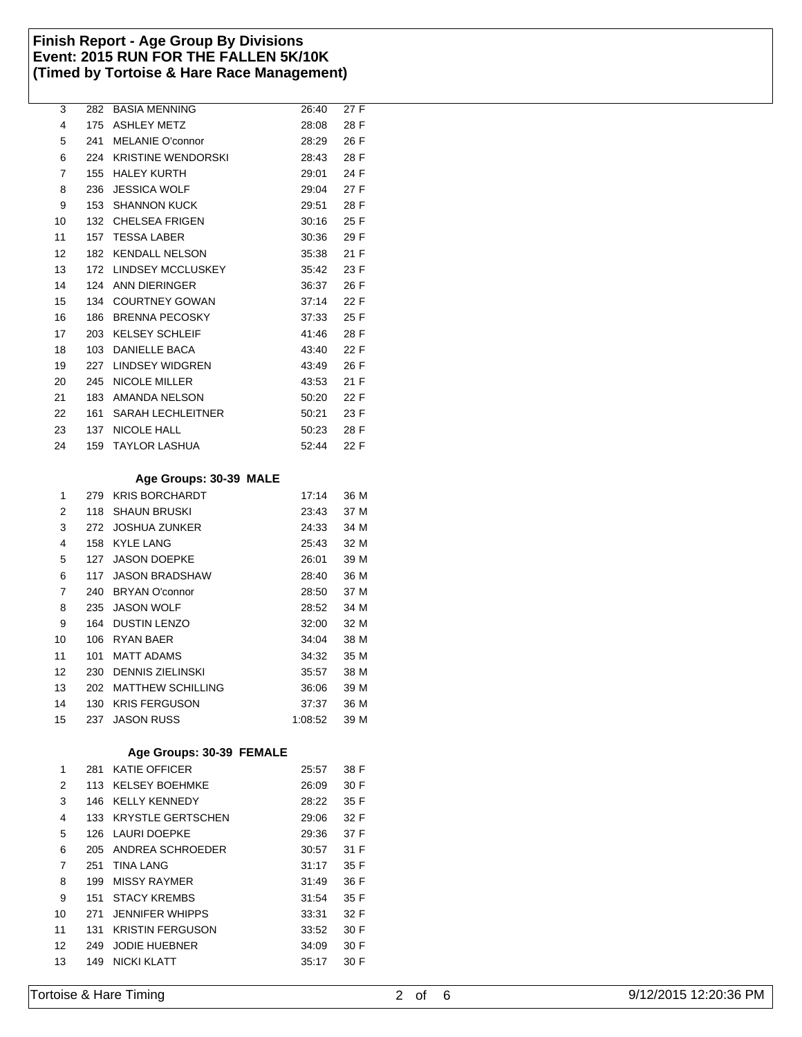**Finish Report - Age Group By Divisions**
**Event: 2015 RUN FOR THE FALLEN 5K/10K**
**(Timed by Tortoise & Hare Race Management)**

| | | | | |
|---|---|---|---|---|
| 3 | 282 | BASIA MENNING | 26:40 | 27 F |
| 4 | 175 | ASHLEY METZ | 28:08 | 28 F |
| 5 | 241 | MELANIE O'connor | 28:29 | 26 F |
| 6 | 224 | KRISTINE WENDORSKI | 28:43 | 28 F |
| 7 | 155 | HALEY KURTH | 29:01 | 24 F |
| 8 | 236 | JESSICA WOLF | 29:04 | 27 F |
| 9 | 153 | SHANNON KUCK | 29:51 | 28 F |
| 10 | 132 | CHELSEA FRIGEN | 30:16 | 25 F |
| 11 | 157 | TESSA LABER | 30:36 | 29 F |
| 12 | 182 | KENDALL NELSON | 35:38 | 21 F |
| 13 | 172 | LINDSEY MCCLUSKEY | 35:42 | 23 F |
| 14 | 124 | ANN DIERINGER | 36:37 | 26 F |
| 15 | 134 | COURTNEY GOWAN | 37:14 | 22 F |
| 16 | 186 | BRENNA PECOSKY | 37:33 | 25 F |
| 17 | 203 | KELSEY SCHLEIF | 41:46 | 28 F |
| 18 | 103 | DANIELLE BACA | 43:40 | 22 F |
| 19 | 227 | LINDSEY WIDGREN | 43:49 | 26 F |
| 20 | 245 | NICOLE MILLER | 43:53 | 21 F |
| 21 | 183 | AMANDA NELSON | 50:20 | 22 F |
| 22 | 161 | SARAH LECHLEITNER | 50:21 | 23 F |
| 23 | 137 | NICOLE HALL | 50:23 | 28 F |
| 24 | 159 | TAYLOR LASHUA | 52:44 | 22 F |

**Age Groups: 30-39 MALE**

| | | | | |
|---|---|---|---|---|
| 1 | 279 | KRIS BORCHARDT | 17:14 | 36 M |
| 2 | 118 | SHAUN BRUSKI | 23:43 | 37 M |
| 3 | 272 | JOSHUA ZUNKER | 24:33 | 34 M |
| 4 | 158 | KYLE LANG | 25:43 | 32 M |
| 5 | 127 | JASON DOEPKE | 26:01 | 39 M |
| 6 | 117 | JASON BRADSHAW | 28:40 | 36 M |
| 7 | 240 | BRYAN O'connor | 28:50 | 37 M |
| 8 | 235 | JASON WOLF | 28:52 | 34 M |
| 9 | 164 | DUSTIN LENZO | 32:00 | 32 M |
| 10 | 106 | RYAN BAER | 34:04 | 38 M |
| 11 | 101 | MATT ADAMS | 34:32 | 35 M |
| 12 | 230 | DENNIS ZIELINSKI | 35:57 | 38 M |
| 13 | 202 | MATTHEW SCHILLING | 36:06 | 39 M |
| 14 | 130 | KRIS FERGUSON | 37:37 | 36 M |
| 15 | 237 | JASON RUSS | 1:08:52 | 39 M |

**Age Groups: 30-39 FEMALE**

| | | | | |
|---|---|---|---|---|
| 1 | 281 | KATIE OFFICER | 25:57 | 38 F |
| 2 | 113 | KELSEY BOEHMKE | 26:09 | 30 F |
| 3 | 146 | KELLY KENNEDY | 28:22 | 35 F |
| 4 | 133 | KRYSTLE GERTSCHEN | 29:06 | 32 F |
| 5 | 126 | LAURI DOEPKE | 29:36 | 37 F |
| 6 | 205 | ANDREA SCHROEDER | 30:57 | 31 F |
| 7 | 251 | TINA LANG | 31:17 | 35 F |
| 8 | 199 | MISSY RAYMER | 31:49 | 36 F |
| 9 | 151 | STACY KREMBS | 31:54 | 35 F |
| 10 | 271 | JENNIFER WHIPPS | 33:31 | 32 F |
| 11 | 131 | KRISTIN FERGUSON | 33:52 | 30 F |
| 12 | 249 | JODIE HUEBNER | 34:09 | 30 F |
| 13 | 149 | NICKI KLATT | 35:17 | 30 F |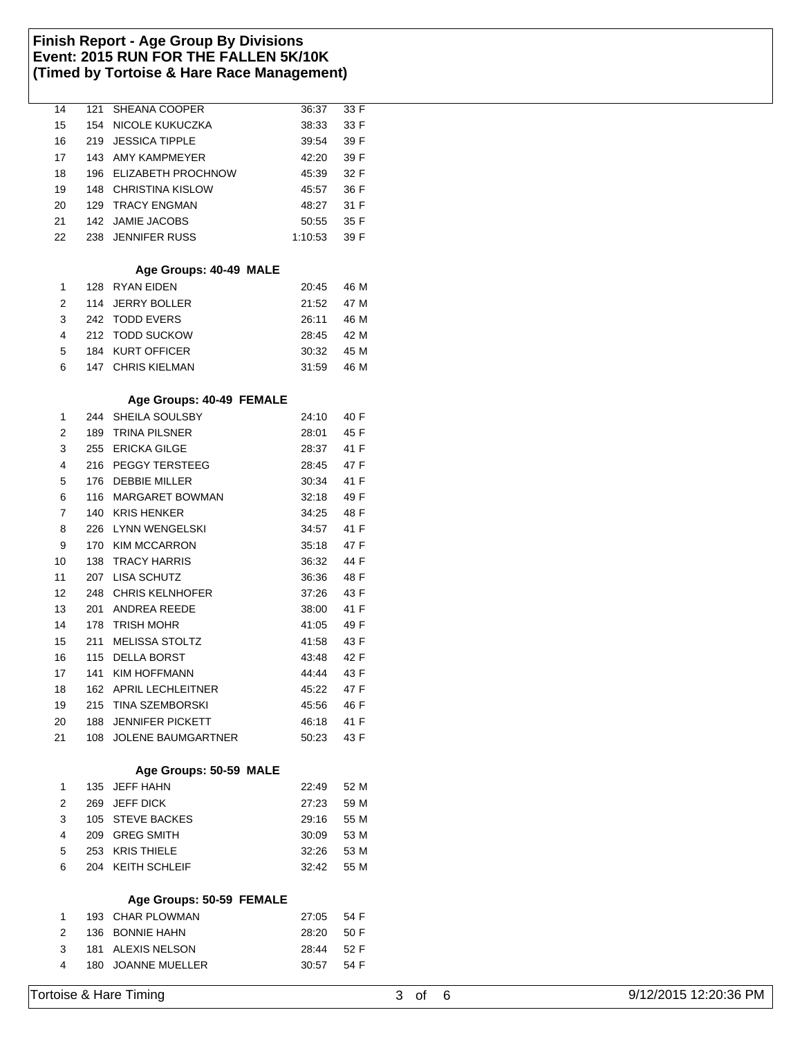# Finish Report - Age Group By Divisions
## Event: 2015 RUN FOR THE FALLEN 5K/10K
## (Timed by Tortoise & Hare Race Management)

| | | | | |
|---|---|---|---|---|
| 14 | 121 | SHEANA COOPER | 36:37 | 33 F |
| 15 | 154 | NICOLE KUKUCZKA | 38:33 | 33 F |
| 16 | 219 | JESSICA TIPPLE | 39:54 | 39 F |
| 17 | 143 | AMY KAMPMEYER | 42:20 | 39 F |
| 18 | 196 | ELIZABETH PROCHNOW | 45:39 | 32 F |
| 19 | 148 | CHRISTINA KISLOW | 45:57 | 36 F |
| 20 | 129 | TRACY ENGMAN | 48:27 | 31 F |
| 21 | 142 | JAMIE JACOBS | 50:55 | 35 F |
| 22 | 238 | JENNIFER RUSS | 1:10:53 | 39 F |

### Age Groups: 40-49 MALE

| | | | | |
|---|---|---|---|---|
| 1 | 128 | RYAN EIDEN | 20:45 | 46 M |
| 2 | 114 | JERRY BOLLER | 21:52 | 47 M |
| 3 | 242 | TODD EVERS | 26:11 | 46 M |
| 4 | 212 | TODD SUCKOW | 28:45 | 42 M |
| 5 | 184 | KURT OFFICER | 30:32 | 45 M |
| 6 | 147 | CHRIS KIELMAN | 31:59 | 46 M |

### Age Groups: 40-49 FEMALE

| | | | | |
|---|---|---|---|---|
| 1 | 244 | SHEILA SOULSBY | 24:10 | 40 F |
| 2 | 189 | TRINA PILSNER | 28:01 | 45 F |
| 3 | 255 | ERICKA GILGE | 28:37 | 41 F |
| 4 | 216 | PEGGY TERSTEEG | 28:45 | 47 F |
| 5 | 176 | DEBBIE MILLER | 30:34 | 41 F |
| 6 | 116 | MARGARET BOWMAN | 32:18 | 49 F |
| 7 | 140 | KRIS HENKER | 34:25 | 48 F |
| 8 | 226 | LYNN WENGELSKI | 34:57 | 41 F |
| 9 | 170 | KIM MCCARRON | 35:18 | 47 F |
| 10 | 138 | TRACY HARRIS | 36:32 | 44 F |
| 11 | 207 | LISA SCHUTZ | 36:36 | 48 F |
| 12 | 248 | CHRIS KELNHOFER | 37:26 | 43 F |
| 13 | 201 | ANDREA REEDE | 38:00 | 41 F |
| 14 | 178 | TRISH MOHR | 41:05 | 49 F |
| 15 | 211 | MELISSA STOLTZ | 41:58 | 43 F |
| 16 | 115 | DELLA BORST | 43:48 | 42 F |
| 17 | 141 | KIM HOFFMANN | 44:44 | 43 F |
| 18 | 162 | APRIL LECHLEITNER | 45:22 | 47 F |
| 19 | 215 | TINA SZEMBORSKI | 45:56 | 46 F |
| 20 | 188 | JENNIFER PICKETT | 46:18 | 41 F |
| 21 | 108 | JOLENE BAUMGARTNER | 50:23 | 43 F |

### Age Groups: 50-59 MALE

| | | | | |
|---|---|---|---|---|
| 1 | 135 | JEFF HAHN | 22:49 | 52 M |
| 2 | 269 | JEFF DICK | 27:23 | 59 M |
| 3 | 105 | STEVE BACKES | 29:16 | 55 M |
| 4 | 209 | GREG SMITH | 30:09 | 53 M |
| 5 | 253 | KRIS THIELE | 32:26 | 53 M |
| 6 | 204 | KEITH SCHLEIF | 32:42 | 55 M |

### Age Groups: 50-59 FEMALE

| | | | | |
|---|---|---|---|---|
| 1 | 193 | CHAR PLOWMAN | 27:05 | 54 F |
| 2 | 136 | BONNIE HAHN | 28:20 | 50 F |
| 3 | 181 | ALEXIS NELSON | 28:44 | 52 F |
| 4 | 180 | JOANNE MUELLER | 30:57 | 54 F |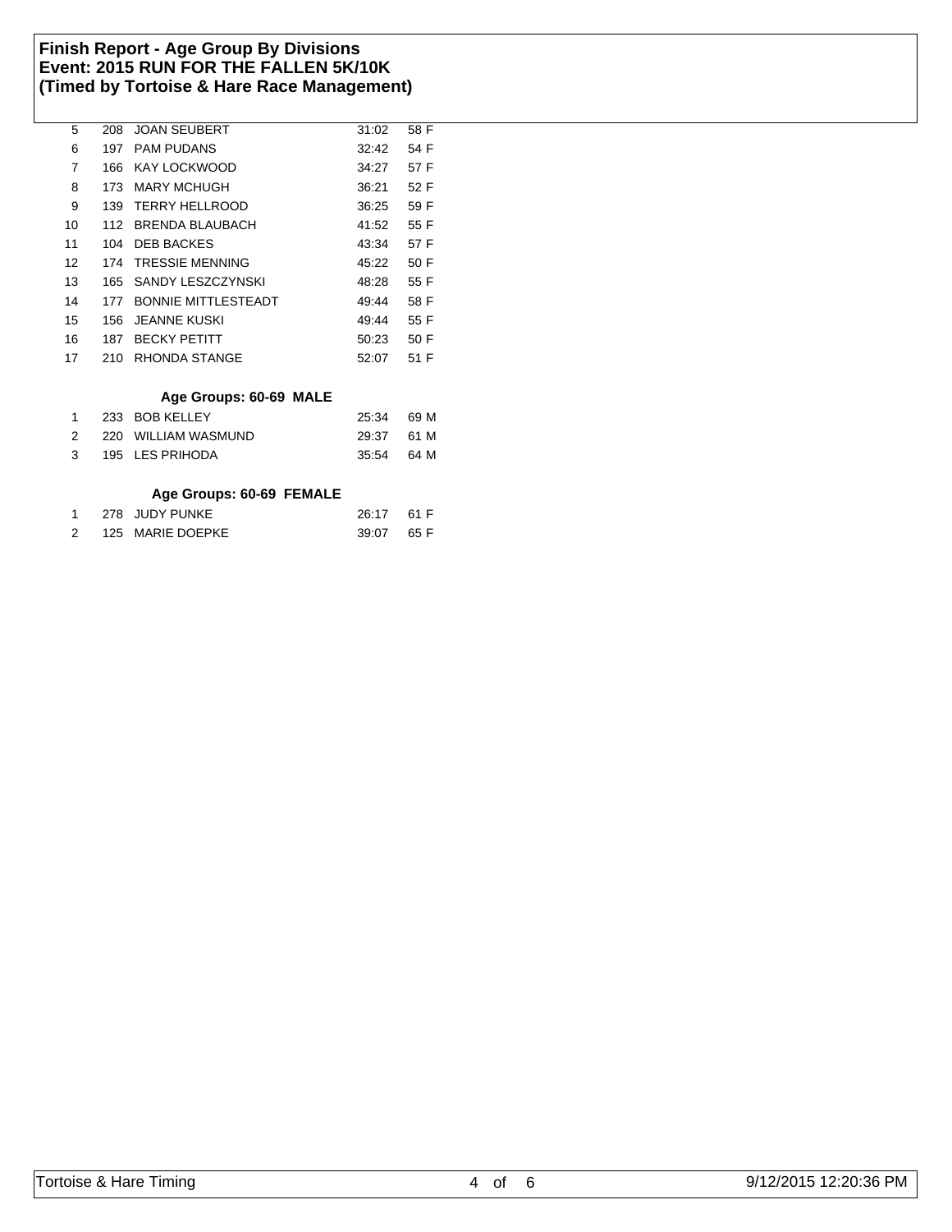# Finish Report - Age Group By Divisions
## Event: 2015 RUN FOR THE FALLEN 5K/10K
## (Timed by Tortoise & Hare Race Management)

| | | | | |
|---|---|---|---|---|
| 5 | 208 | JOAN SEUBERT | 31:02 | 58 F |
| 6 | 197 | PAM PUDANS | 32:42 | 54 F |
| 7 | 166 | KAY LOCKWOOD | 34:27 | 57 F |
| 8 | 173 | MARY MCHUGH | 36:21 | 52 F |
| 9 | 139 | TERRY HELLROOD | 36:25 | 59 F |
| 10 | 112 | BRENDA BLAUBACH | 41:52 | 55 F |
| 11 | 104 | DEB BACKES | 43:34 | 57 F |
| 12 | 174 | TRESSIE MENNING | 45:22 | 50 F |
| 13 | 165 | SANDY LESZCZYNSKI | 48:28 | 55 F |
| 14 | 177 | BONNIE MITTLESTEADT | 49:44 | 58 F |
| 15 | 156 | JEANNE KUSKI | 49:44 | 55 F |
| 16 | 187 | BECKY PETITT | 50:23 | 50 F |
| 17 | 210 | RHONDA STANGE | 52:07 | 51 F |

### Age Groups: 60-69 MALE

| | | | | |
|---|---|---|---|---|
| 1 | 233 | BOB KELLEY | 25:34 | 69 M |
| 2 | 220 | WILLIAM WASMUND | 29:37 | 61 M |
| 3 | 195 | LES PRIHODA | 35:54 | 64 M |

### Age Groups: 60-69 FEMALE

| | | | | |
|---|---|---|---|---|
| 1 | 278 | JUDY PUNKE | 26:17 | 61 F |
| 2 | 125 | MARIE DOEPKE | 39:07 | 65 F |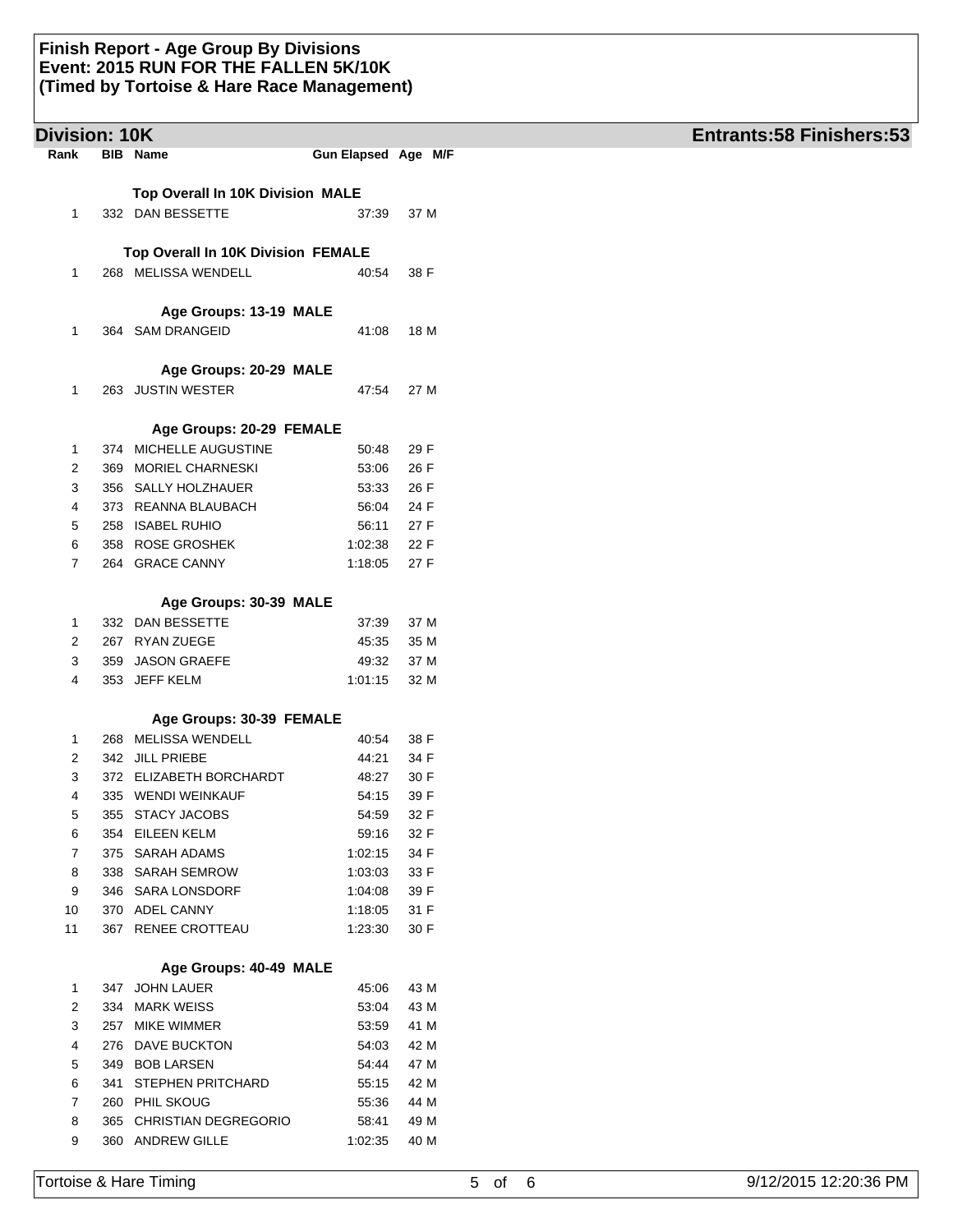# Finish Report - Age Group By Divisions
# Event: 2015 RUN FOR THE FALLEN 5K/10K
# (Timed by Tortoise & Hare Race Management)

## Division: 10K

**Entrants:58 Finishers:53**

| Rank | BIB | Name | Gun Elapsed | Age | M/F |
|---|---|---|---|---|---|
| | | **Top Overall In 10K Division MALE** | | | |
| 1 | 332 | DAN BESSETTE | 37:39 | 37 | M |
| | | **Top Overall In 10K Division FEMALE** | | | |
| 1 | 268 | MELISSA WENDELL | 40:54 | 38 | F |
| | | **Age Groups: 13-19 MALE** | | | |
| 1 | 364 | SAM DRANGEID | 41:08 | 18 | M |
| | | **Age Groups: 20-29 MALE** | | | |
| 1 | 263 | JUSTIN WESTER | 47:54 | 27 | M |
| | | **Age Groups: 20-29 FEMALE** | | | |
| 1 | 374 | MICHELLE AUGUSTINE | 50:48 | 29 | F |
| 2 | 369 | MORIEL CHARNESKI | 53:06 | 26 | F |
| 3 | 356 | SALLY HOLZHAUER | 53:33 | 26 | F |
| 4 | 373 | REANNA BLAUBACH | 56:04 | 24 | F |
| 5 | 258 | ISABEL RUHIO | 56:11 | 27 | F |
| 6 | 358 | ROSE GROSHEK | 1:02:38 | 22 | F |
| 7 | 264 | GRACE CANNY | 1:18:05 | 27 | F |
| | | **Age Groups: 30-39 MALE** | | | |
| 1 | 332 | DAN BESSETTE | 37:39 | 37 | M |
| 2 | 267 | RYAN ZUEGE | 45:35 | 35 | M |
| 3 | 359 | JASON GRAEFE | 49:32 | 37 | M |
| 4 | 353 | JEFF KELM | 1:01:15 | 32 | M |
| | | **Age Groups: 30-39 FEMALE** | | | |
| 1 | 268 | MELISSA WENDELL | 40:54 | 38 | F |
| 2 | 342 | JILL PRIEBE | 44:21 | 34 | F |
| 3 | 372 | ELIZABETH BORCHARDT | 48:27 | 30 | F |
| 4 | 335 | WENDI WEINKAUF | 54:15 | 39 | F |
| 5 | 355 | STACY JACOBS | 54:59 | 32 | F |
| 6 | 354 | EILEEN KELM | 59:16 | 32 | F |
| 7 | 375 | SARAH ADAMS | 1:02:15 | 34 | F |
| 8 | 338 | SARAH SEMROW | 1:03:03 | 33 | F |
| 9 | 346 | SARA LONSDORF | 1:04:08 | 39 | F |
| 10 | 370 | ADEL CANNY | 1:18:05 | 31 | F |
| 11 | 367 | RENEE CROTTEAU | 1:23:30 | 30 | F |
| | | **Age Groups: 40-49 MALE** | | | |
| 1 | 347 | JOHN LAUER | 45:06 | 43 | M |
| 2 | 334 | MARK WEISS | 53:04 | 43 | M |
| 3 | 257 | MIKE WIMMER | 53:59 | 41 | M |
| 4 | 276 | DAVE BUCKTON | 54:03 | 42 | M |
| 5 | 349 | BOB LARSEN | 54:44 | 47 | M |
| 6 | 341 | STEPHEN PRITCHARD | 55:15 | 42 | M |
| 7 | 260 | PHIL SKOUG | 55:36 | 44 | M |
| 8 | 365 | CHRISTIAN DEGREGORIO | 58:41 | 49 | M |
| 9 | 360 | ANDREW GILLE | 1:02:35 | 40 | M |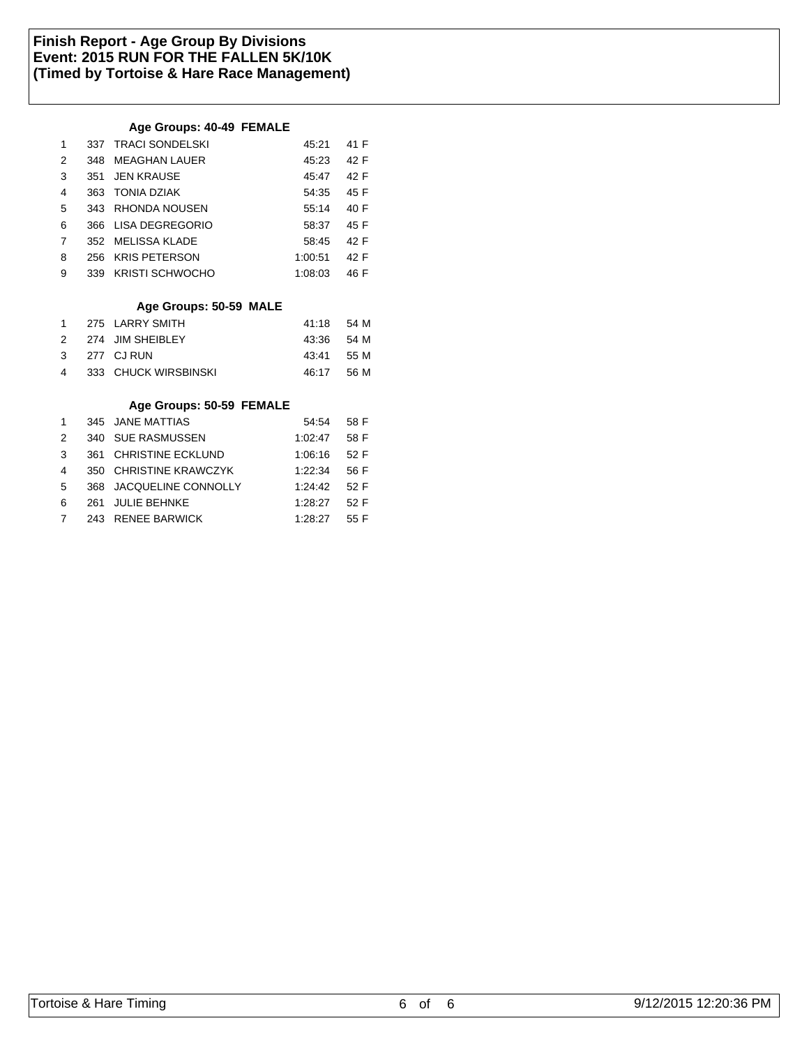**Finish Report - Age Group By Divisions**
**Event: 2015 RUN FOR THE FALLEN 5K/10K**
**(Timed by Tortoise & Hare Race Management)**

### Age Groups: 40-49 FEMALE

| | | | | |
|---|---|---|---|---|
| 1 | 337 | TRACI SONDELSKI | 45:21 | 41 F |
| 2 | 348 | MEAGHAN LAUER | 45:23 | 42 F |
| 3 | 351 | JEN KRAUSE | 45:47 | 42 F |
| 4 | 363 | TONIA DZIAK | 54:35 | 45 F |
| 5 | 343 | RHONDA NOUSEN | 55:14 | 40 F |
| 6 | 366 | LISA DEGREGORIO | 58:37 | 45 F |
| 7 | 352 | MELISSA KLADE | 58:45 | 42 F |
| 8 | 256 | KRIS PETERSON | 1:00:51 | 42 F |
| 9 | 339 | KRISTI SCHWOCHO | 1:08:03 | 46 F |

### Age Groups: 50-59 MALE

| | | | | |
|---|---|---|---|---|
| 1 | 275 | LARRY SMITH | 41:18 | 54 M |
| 2 | 274 | JIM SHEIBLEY | 43:36 | 54 M |
| 3 | 277 | CJ RUN | 43:41 | 55 M |
| 4 | 333 | CHUCK WIRSBINSKI | 46:17 | 56 M |

### Age Groups: 50-59 FEMALE

| | | | | |
|---|---|---|---|---|
| 1 | 345 | JANE MATTIAS | 54:54 | 58 F |
| 2 | 340 | SUE RASMUSSEN | 1:02:47 | 58 F |
| 3 | 361 | CHRISTINE ECKLUND | 1:06:16 | 52 F |
| 4 | 350 | CHRISTINE KRAWCZYK | 1:22:34 | 56 F |
| 5 | 368 | JACQUELINE CONNOLLY | 1:24:42 | 52 F |
| 6 | 261 | JULIE BEHNKE | 1:28:27 | 52 F |
| 7 | 243 | RENEE BARWICK | 1:28:27 | 55 F |